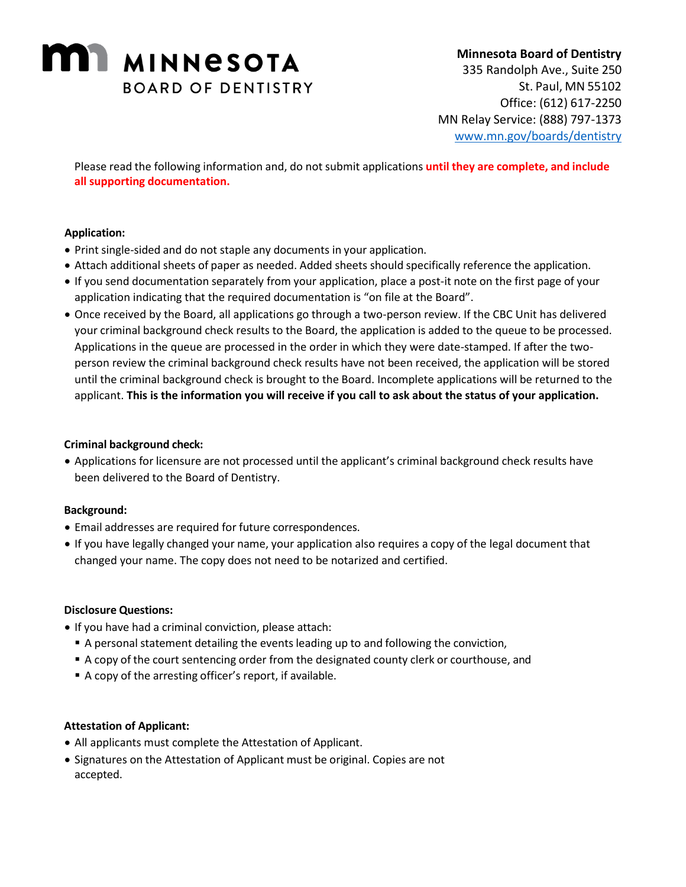# MINNESOTA BOARD OF DENTISTRY

**Minnesota Board of Dentistry**
335 Randolph Ave., Suite 250
St. Paul, MN 55102
Office: (612) 617-2250
MN Relay Service: (888) 797-1373
www.mn.gov/boards/dentistry

Please read the following information and, do not submit applications **until they are complete, and include all supporting documentation.**

**Application:**

- Print single-sided and do not staple any documents in your application.
- Attach additional sheets of paper as needed. Added sheets should specifically reference the application.
- If you send documentation separately from your application, place a post-it note on the first page of your application indicating that the required documentation is "on file at the Board".
- Once received by the Board, all applications go through a two-person review. If the CBC Unit has delivered your criminal background check results to the Board, the application is added to the queue to be processed. Applications in the queue are processed in the order in which they were date-stamped. If after the two-person review the criminal background check results have not been received, the application will be stored until the criminal background check is brought to the Board. Incomplete applications will be returned to the applicant. **This is the information you will receive if you call to ask about the status of your application.**

**Criminal background check:**

- Applications for licensure are not processed until the applicant's criminal background check results have been delivered to the Board of Dentistry.

**Background:**

- Email addresses are required for future correspondences.
- If you have legally changed your name, your application also requires a copy of the legal document that changed your name. The copy does not need to be notarized and certified.

**Disclosure Questions:**

- If you have had a criminal conviction, please attach:
  - A personal statement detailing the events leading up to and following the conviction,
  - A copy of the court sentencing order from the designated county clerk or courthouse, and
  - A copy of the arresting officer's report, if available.

**Attestation of Applicant:**

- All applicants must complete the Attestation of Applicant.
- Signatures on the Attestation of Applicant must be original. Copies are not accepted.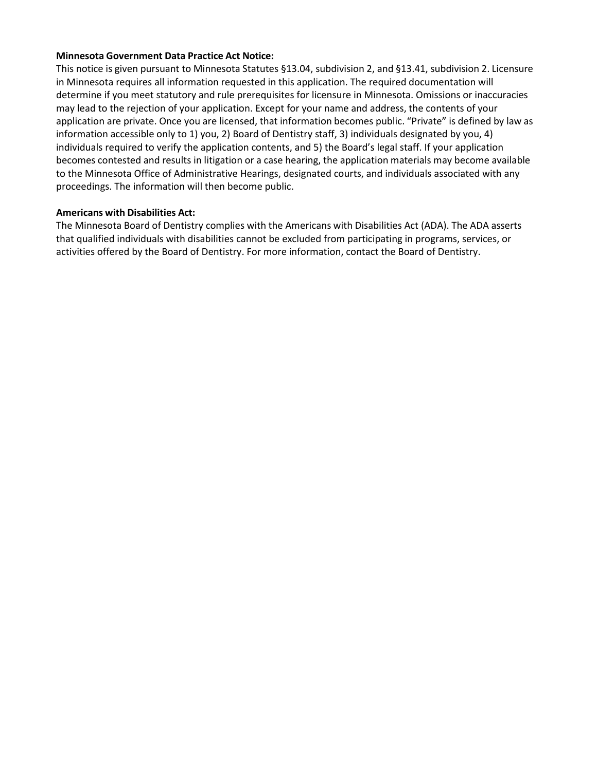**Minnesota Government Data Practice Act Notice:**

This notice is given pursuant to Minnesota Statutes §13.04, subdivision 2, and §13.41, subdivision 2. Licensure in Minnesota requires all information requested in this application. The required documentation will determine if you meet statutory and rule prerequisites for licensure in Minnesota. Omissions or inaccuracies may lead to the rejection of your application. Except for your name and address, the contents of your application are private. Once you are licensed, that information becomes public. "Private" is defined by law as information accessible only to 1) you, 2) Board of Dentistry staff, 3) individuals designated by you, 4) individuals required to verify the application contents, and 5) the Board's legal staff. If your application becomes contested and results in litigation or a case hearing, the application materials may become available to the Minnesota Office of Administrative Hearings, designated courts, and individuals associated with any proceedings. The information will then become public.

**Americans with Disabilities Act:**

The Minnesota Board of Dentistry complies with the Americans with Disabilities Act (ADA). The ADA asserts that qualified individuals with disabilities cannot be excluded from participating in programs, services, or activities offered by the Board of Dentistry. For more information, contact the Board of Dentistry.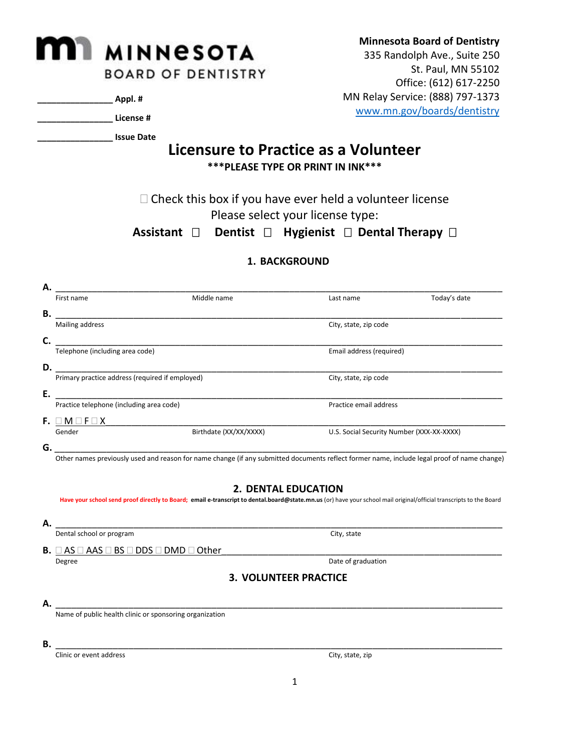# MINNESOTA BOARD OF DENTISTRY

**Minnesota Board of Dentistry**
335 Randolph Ave., Suite 250
St. Paul, MN 55102
Office: (612) 617-2250
MN Relay Service: (888) 797-1373
www.mn.gov/boards/dentistry

_______________ **Appl. #**

_______________ **License #**

_______________ **Issue Date**

# Licensure to Practice as a Volunteer

**\*\*\*PLEASE TYPE OR PRINT IN INK\*\*\***

☐ Check this box if you have ever held a volunteer license

Please select your license type:

**Assistant** ☐ **Dentist** ☐ **Hygienist** ☐ **Dental Therapy** ☐

## 1. BACKGROUND

**A.** ______________________________________________________________________________

First name | Middle name | Last name | Today's date

**B.** ______________________________________________________________________________

Mailing address | City, state, zip code

**C.** ______________________________________________________________________________

Telephone (including area code) | Email address (required)

**D.** ______________________________________________________________________________

Primary practice address (required if employed) | City, state, zip code

**E.** ______________________________________________________________________________

Practice telephone (including area code) | Practice email address

**F.** ☐ M ☐ F ☐ X ______________________________________________________________________

Gender | Birthdate (XX/XX/XXXX) | U.S. Social Security Number (XXX-XX-XXXX)

**G.** ______________________________________________________________________________

Other names previously used and reason for name change (if any submitted documents reflect former name, include legal proof of name change)

## 2. DENTAL EDUCATION

**Have your school send proof directly to Board;** **email e-transcript to dental.board@state.mn.us** (or) have your school mail original/official transcripts to the Board

**A.** ______________________________________________________________________________

Dental school or program | City, state

**B.** ☐ AS ☐ AAS ☐ BS ☐ DDS ☐ DMD ☐ Other______________________________________________

Degree | Date of graduation

## 3. VOLUNTEER PRACTICE

**A.** ______________________________________________________________________________

Name of public health clinic or sponsoring organization

**B.** ______________________________________________________________________________

Clinic or event address | City, state, zip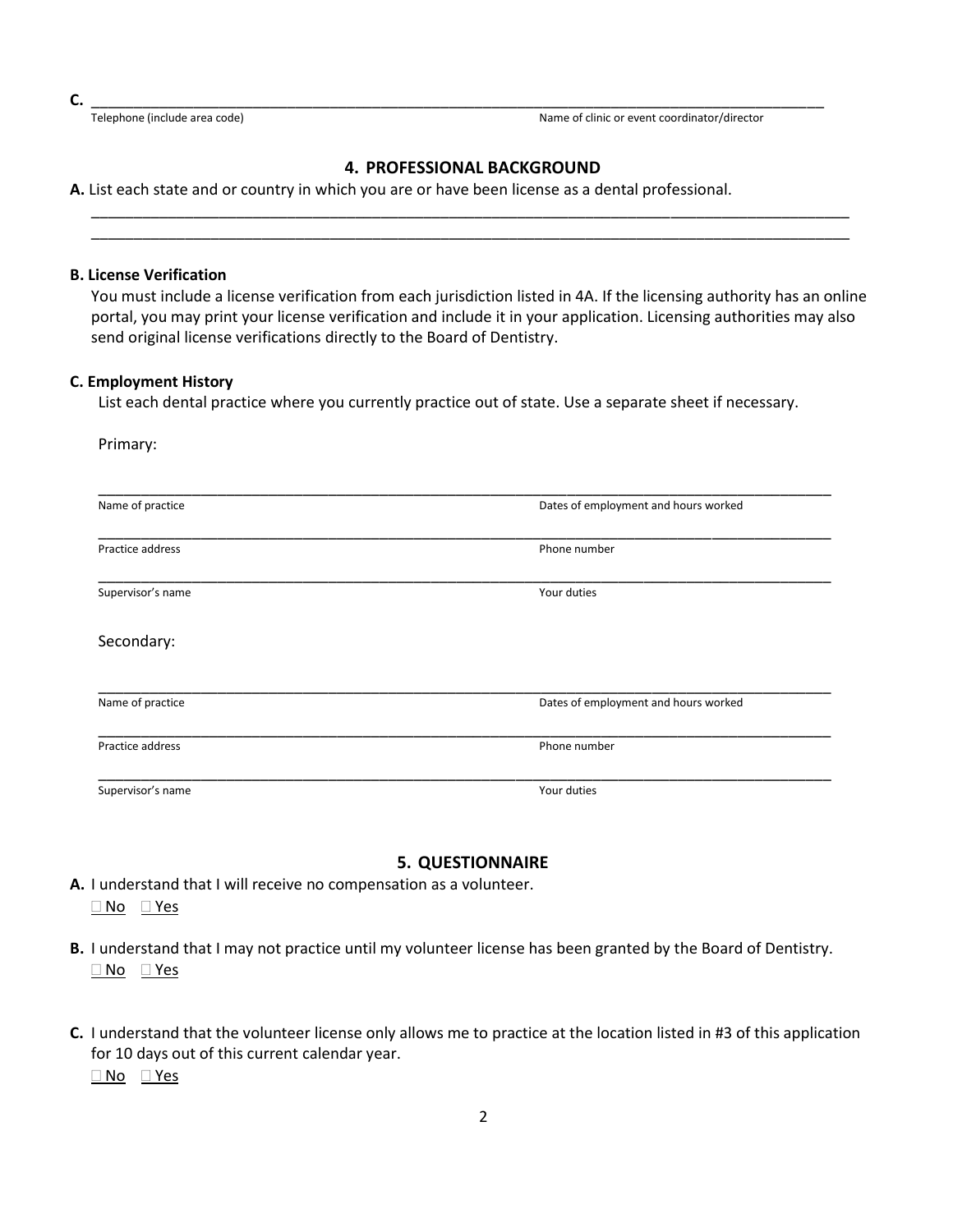**C.** ____________________________________________________________________________________________

Telephone (include area code) — Name of clinic or event coordinator/director

## 4. PROFESSIONAL BACKGROUND

**A.** List each state and or country in which you are or have been license as a dental professional.

____________________________________________________________________________________________

____________________________________________________________________________________________

**B. License Verification**

You must include a license verification from each jurisdiction listed in 4A. If the licensing authority has an online portal, you may print your license verification and include it in your application. Licensing authorities may also send original license verifications directly to the Board of Dentistry.

**C. Employment History**

List each dental practice where you currently practice out of state. Use a separate sheet if necessary.

Primary:

____________________________________________________________________________________________

Name of practice — Dates of employment and hours worked

____________________________________________________________________________________________

Practice address — Phone number

____________________________________________________________________________________________

Supervisor's name — Your duties

Secondary:

____________________________________________________________________________________________

Name of practice — Dates of employment and hours worked

____________________________________________________________________________________________

Practice address — Phone number

____________________________________________________________________________________________

Supervisor's name — Your duties

## 5. QUESTIONNAIRE

**A.** I understand that I will receive no compensation as a volunteer.

☐ No ☐ Yes

**B.** I understand that I may not practice until my volunteer license has been granted by the Board of Dentistry.

☐ No ☐ Yes

**C.** I understand that the volunteer license only allows me to practice at the location listed in #3 of this application for 10 days out of this current calendar year.

☐ No ☐ Yes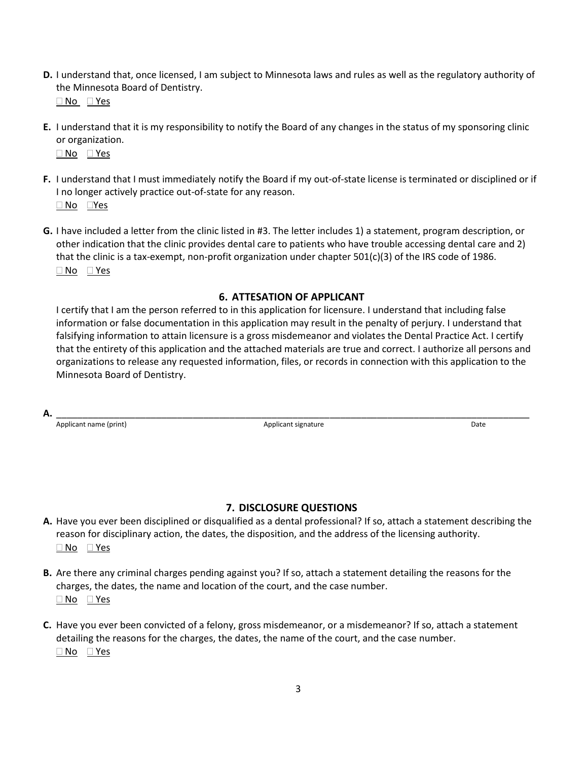**D.** I understand that, once licensed, I am subject to Minnesota laws and rules as well as the regulatory authority of the Minnesota Board of Dentistry.

☐ No ☐ Yes

**E.** I understand that it is my responsibility to notify the Board of any changes in the status of my sponsoring clinic or organization.

☐ No ☐ Yes

**F.** I understand that I must immediately notify the Board if my out-of-state license is terminated or disciplined or if I no longer actively practice out-of-state for any reason.

☐ No ☐ Yes

**G.** I have included a letter from the clinic listed in #3. The letter includes 1) a statement, program description, or other indication that the clinic provides dental care to patients who have trouble accessing dental care and 2) that the clinic is a tax-exempt, non-profit organization under chapter 501(c)(3) of the IRS code of 1986.

☐ No ☐ Yes

## 6. ATTESATION OF APPLICANT

I certify that I am the person referred to in this application for licensure. I understand that including false information or false documentation in this application may result in the penalty of perjury. I understand that falsifying information to attain licensure is a gross misdemeanor and violates the Dental Practice Act. I certify that the entirety of this application and the attached materials are true and correct. I authorize all persons and organizations to release any requested information, files, or records in connection with this application to the Minnesota Board of Dentistry.

**A.** ______________________________________________________________________________

Applicant name (print) Applicant signature Date

## 7. DISCLOSURE QUESTIONS

**A.** Have you ever been disciplined or disqualified as a dental professional? If so, attach a statement describing the reason for disciplinary action, the dates, the disposition, and the address of the licensing authority.

☐ No ☐ Yes

**B.** Are there any criminal charges pending against you? If so, attach a statement detailing the reasons for the charges, the dates, the name and location of the court, and the case number.

☐ No ☐ Yes

**C.** Have you ever been convicted of a felony, gross misdemeanor, or a misdemeanor? If so, attach a statement detailing the reasons for the charges, the dates, the name of the court, and the case number.

☐ No ☐ Yes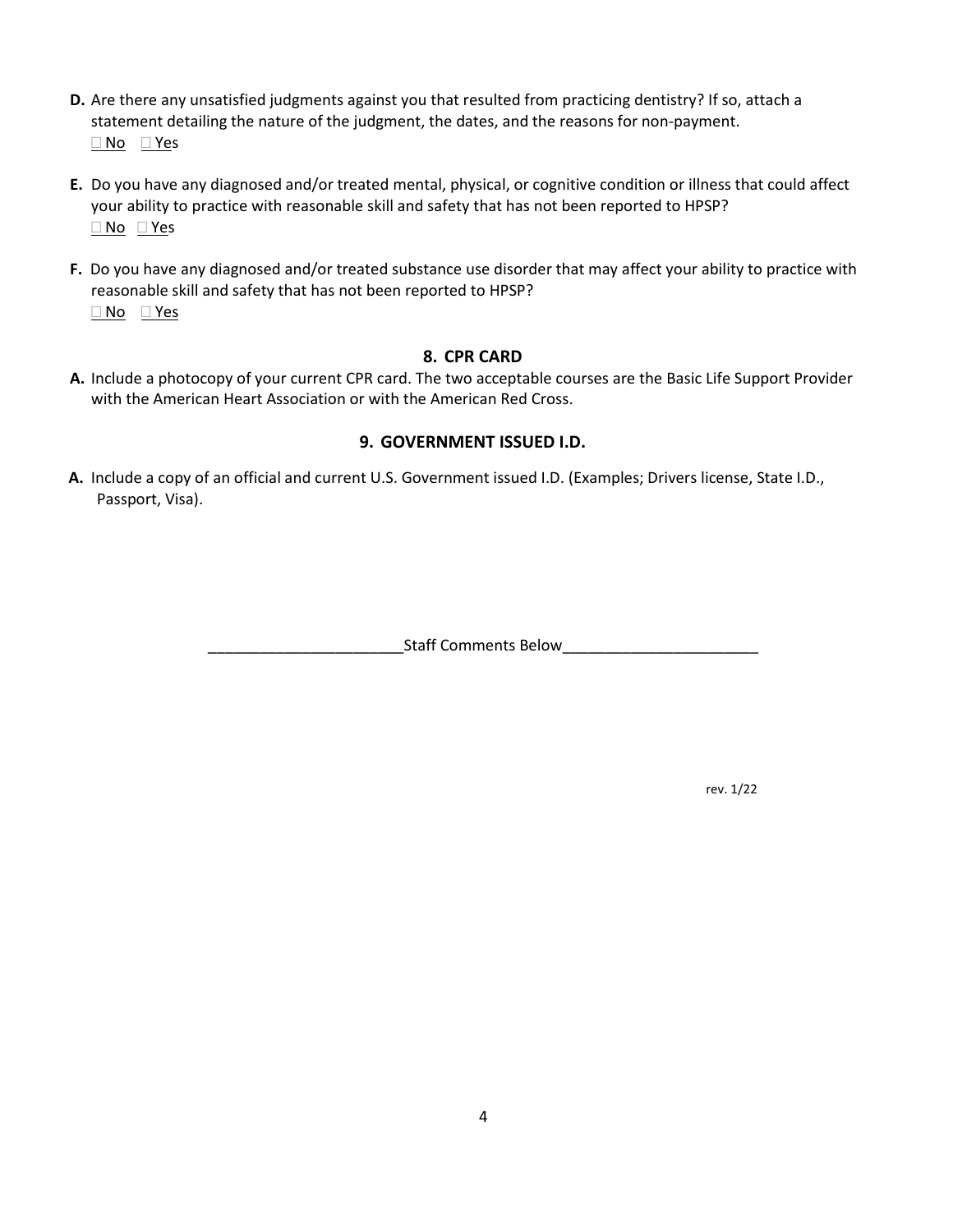**D.** Are there any unsatisfied judgments against you that resulted from practicing dentistry? If so, attach a statement detailing the nature of the judgment, the dates, and the reasons for non-payment.
☐ No ☐ Yes

**E.** Do you have any diagnosed and/or treated mental, physical, or cognitive condition or illness that could affect your ability to practice with reasonable skill and safety that has not been reported to HPSP?
☐ No ☐ Yes

**F.** Do you have any diagnosed and/or treated substance use disorder that may affect your ability to practice with reasonable skill and safety that has not been reported to HPSP?
☐ No ☐ Yes

## 8. CPR CARD

**A.** Include a photocopy of your current CPR card. The two acceptable courses are the Basic Life Support Provider with the American Heart Association or with the American Red Cross.

## 9. GOVERNMENT ISSUED I.D.

**A.** Include a copy of an official and current U.S. Government issued I.D. (Examples; Drivers license, State I.D., Passport, Visa).

_______________________Staff Comments Below_______________________

rev. 1/22